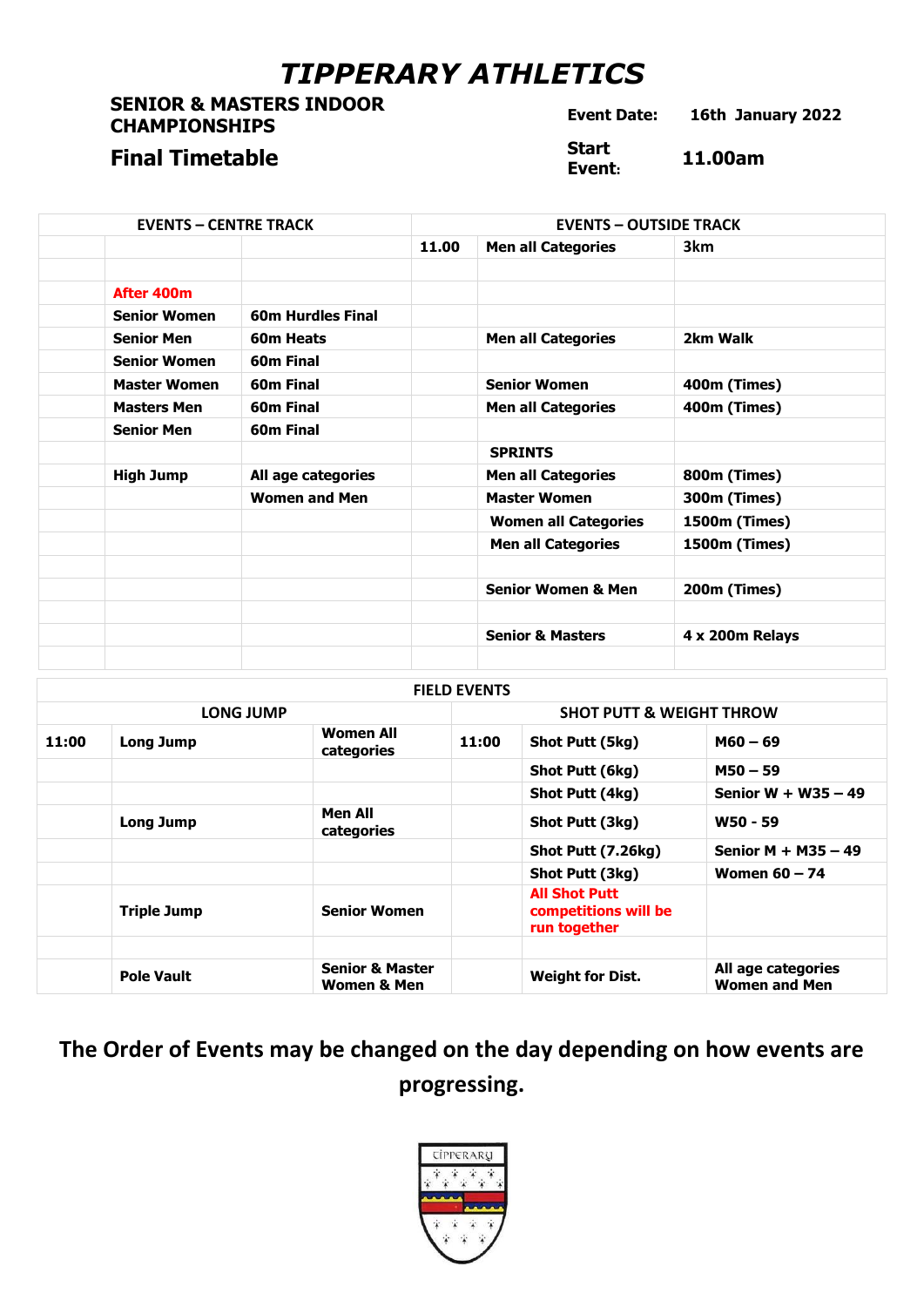# *TIPPERARY ATHLETICS*

**SENIOR & MASTERS INDOOR CHAMPIONSHIPS**

**Event Date:** 16th January 2022

## Final Timetable

**Start Event:** 11.00am

| EVENTS – CENTRE TRACK | | | EVENTS – OUTSIDE TRACK | | |
|---|---|---|---|---|---|
| | | | 11.00 | Men all Categories | 3km |
| | | | | | |
| | After 400m | | | | |
| | Senior Women | 60m Hurdles Final | | | |
| | Senior Men | 60m Heats | | Men all Categories | 2km Walk |
| | Senior Women | 60m Final | | | |
| | Master Women | 60m Final | | Senior Women | 400m (Times) |
| | Masters Men | 60m Final | | Men all Categories | 400m (Times) |
| | Senior Men | 60m Final | | | |
| | | | | SPRINTS | |
| | High Jump | All age categories | | Men all Categories | 800m (Times) |
| | | Women and Men | | Master Women | 300m (Times) |
| | | | | Women all Categories | 1500m (Times) |
| | | | | Men all Categories | 1500m (Times) |
| | | | | | |
| | | | | Senior Women & Men | 200m (Times) |
| | | | | | |
| | | | | Senior & Masters | 4 x 200m Relays |

| FIELD EVENTS | | | | | |
|---|---|---|---|---|---|
| LONG JUMP | | | SHOT PUTT & WEIGHT THROW | | |
| 11:00 | Long Jump | Women All categories | 11:00 | Shot Putt (5kg) | M60 – 69 |
| | | | | Shot Putt (6kg) | M50 – 59 |
| | | | | Shot Putt (4kg) | Senior W + W35 – 49 |
| | Long Jump | Men All categories | | Shot Putt (3kg) | W50 - 59 |
| | | | | Shot Putt (7.26kg) | Senior M + M35 – 49 |
| | | | | Shot Putt (3kg) | Women 60 – 74 |
| | Triple Jump | Senior Women | | All Shot Putt competitions will be run together | |
| | | | | | |
| | Pole Vault | Senior & Master Women & Men | | Weight for Dist. | All age categories Women and Men |

**The Order of Events may be changed on the day depending on how events are progressing.**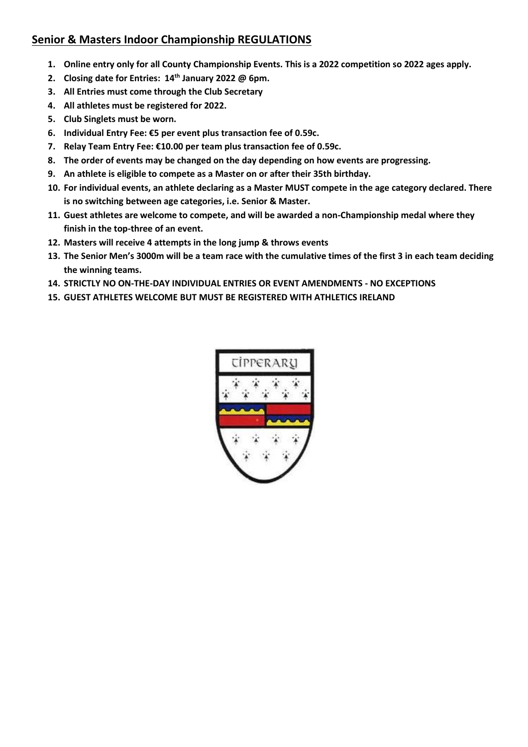## Senior & Masters Indoor Championship REGULATIONS

1. **Online entry only for all County Championship Events. This is a 2022 competition so 2022 ages apply.**
2. **Closing date for Entries: 14th January 2022 @ 6pm.**
3. **All Entries must come through the Club Secretary**
4. **All athletes must be registered for 2022.**
5. **Club Singlets must be worn.**
6. **Individual Entry Fee: €5 per event plus transaction fee of 0.59c.**
7. **Relay Team Entry Fee: €10.00 per team plus transaction fee of 0.59c.**
8. **The order of events may be changed on the day depending on how events are progressing.**
9. **An athlete is eligible to compete as a Master on or after their 35th birthday.**
10. **For individual events, an athlete declaring as a Master MUST compete in the age category declared. There is no switching between age categories, i.e. Senior & Master.**
11. **Guest athletes are welcome to compete, and will be awarded a non-Championship medal where they finish in the top-three of an event.**
12. **Masters will receive 4 attempts in the long jump & throws events**
13. **The Senior Men's 3000m will be a team race with the cumulative times of the first 3 in each team deciding the winning teams.**
14. **STRICTLY NO ON-THE-DAY INDIVIDUAL ENTRIES OR EVENT AMENDMENTS - NO EXCEPTIONS**
15. **GUEST ATHLETES WELCOME BUT MUST BE REGISTERED WITH ATHLETICS IRELAND**

TIPPERARY